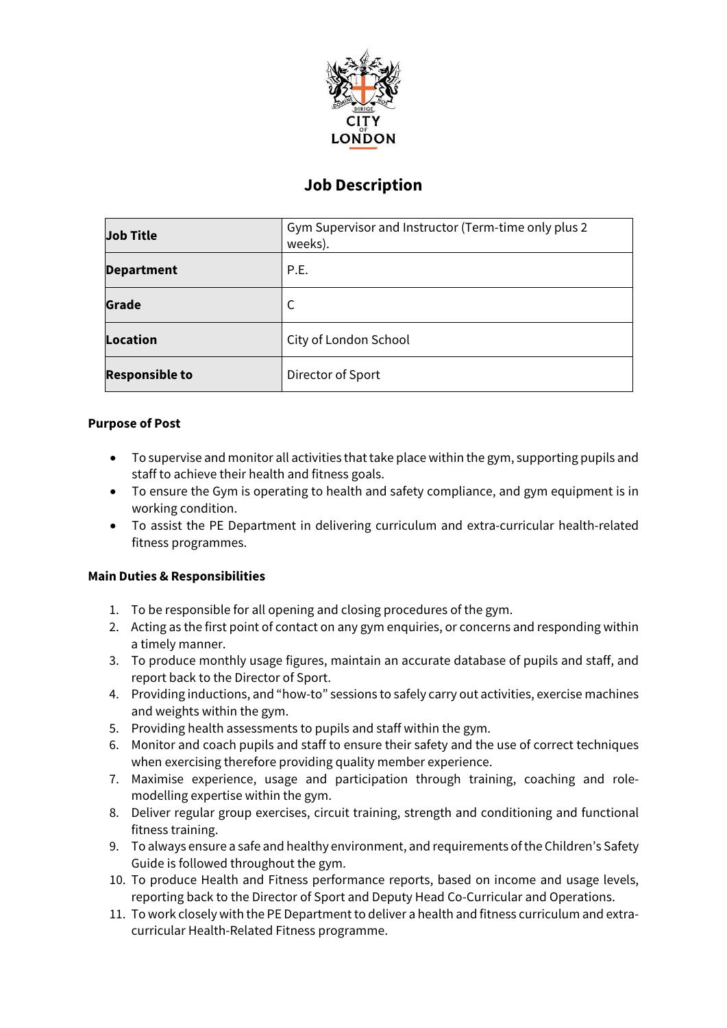# Job Description

| Job Title | Gym Supervisor and Instructor (Term-time only plus 2 weeks). |
|---|---|
| Department | P.E. |
| Grade | C |
| Location | City of London School |
| Responsible to | Director of Sport |

**Purpose of Post**

- To supervise and monitor all activities that take place within the gym, supporting pupils and staff to achieve their health and fitness goals.
- To ensure the Gym is operating to health and safety compliance, and gym equipment is in working condition.
- To assist the PE Department in delivering curriculum and extra-curricular health-related fitness programmes.

**Main Duties & Responsibilities**

1. To be responsible for all opening and closing procedures of the gym.
2. Acting as the first point of contact on any gym enquiries, or concerns and responding within a timely manner.
3. To produce monthly usage figures, maintain an accurate database of pupils and staff, and report back to the Director of Sport.
4. Providing inductions, and "how-to" sessions to safely carry out activities, exercise machines and weights within the gym.
5. Providing health assessments to pupils and staff within the gym.
6. Monitor and coach pupils and staff to ensure their safety and the use of correct techniques when exercising therefore providing quality member experience.
7. Maximise experience, usage and participation through training, coaching and role-modelling expertise within the gym.
8. Deliver regular group exercises, circuit training, strength and conditioning and functional fitness training.
9. To always ensure a safe and healthy environment, and requirements of the Children's Safety Guide is followed throughout the gym.
10. To produce Health and Fitness performance reports, based on income and usage levels, reporting back to the Director of Sport and Deputy Head Co-Curricular and Operations.
11. To work closely with the PE Department to deliver a health and fitness curriculum and extra-curricular Health-Related Fitness programme.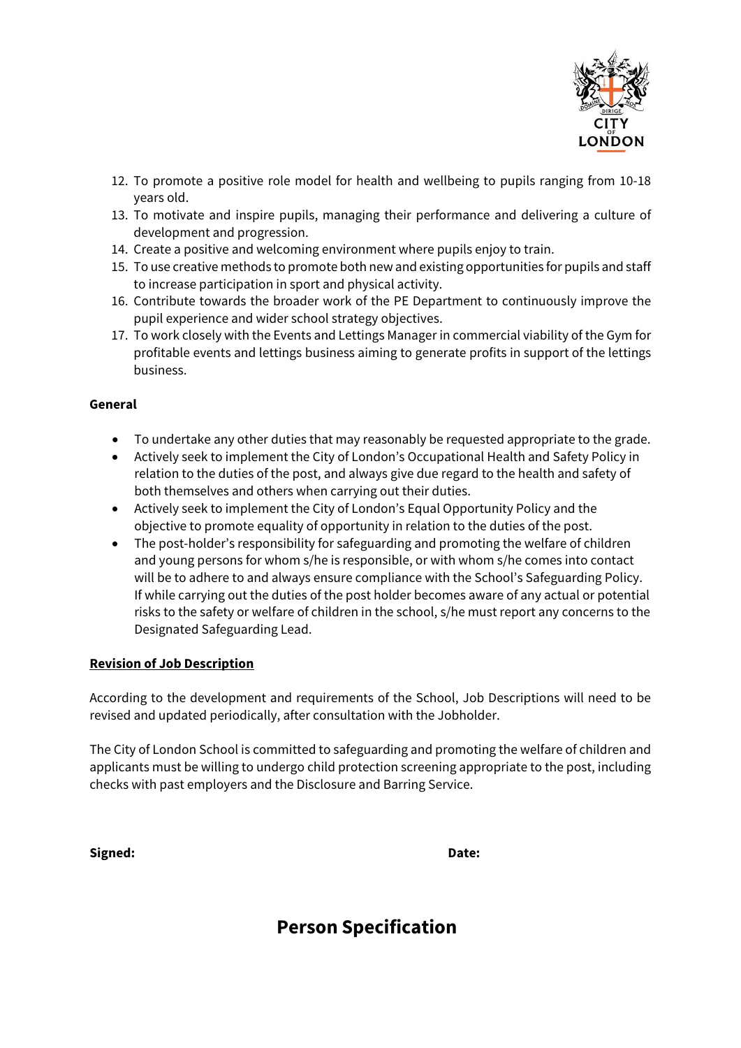12. To promote a positive role model for health and wellbeing to pupils ranging from 10-18 years old.
13. To motivate and inspire pupils, managing their performance and delivering a culture of development and progression.
14. Create a positive and welcoming environment where pupils enjoy to train.
15. To use creative methods to promote both new and existing opportunities for pupils and staff to increase participation in sport and physical activity.
16. Contribute towards the broader work of the PE Department to continuously improve the pupil experience and wider school strategy objectives.
17. To work closely with the Events and Lettings Manager in commercial viability of the Gym for profitable events and lettings business aiming to generate profits in support of the lettings business.

**General**

- To undertake any other duties that may reasonably be requested appropriate to the grade.
- Actively seek to implement the City of London's Occupational Health and Safety Policy in relation to the duties of the post, and always give due regard to the health and safety of both themselves and others when carrying out their duties.
- Actively seek to implement the City of London's Equal Opportunity Policy and the objective to promote equality of opportunity in relation to the duties of the post.
- The post-holder's responsibility for safeguarding and promoting the welfare of children and young persons for whom s/he is responsible, or with whom s/he comes into contact will be to adhere to and always ensure compliance with the School's Safeguarding Policy. If while carrying out the duties of the post holder becomes aware of any actual or potential risks to the safety or welfare of children in the school, s/he must report any concerns to the Designated Safeguarding Lead.

**Revision of Job Description**

According to the development and requirements of the School, Job Descriptions will need to be revised and updated periodically, after consultation with the Jobholder.

The City of London School is committed to safeguarding and promoting the welfare of children and applicants must be willing to undergo child protection screening appropriate to the post, including checks with past employers and the Disclosure and Barring Service.

**Signed:** **Date:**

## Person Specification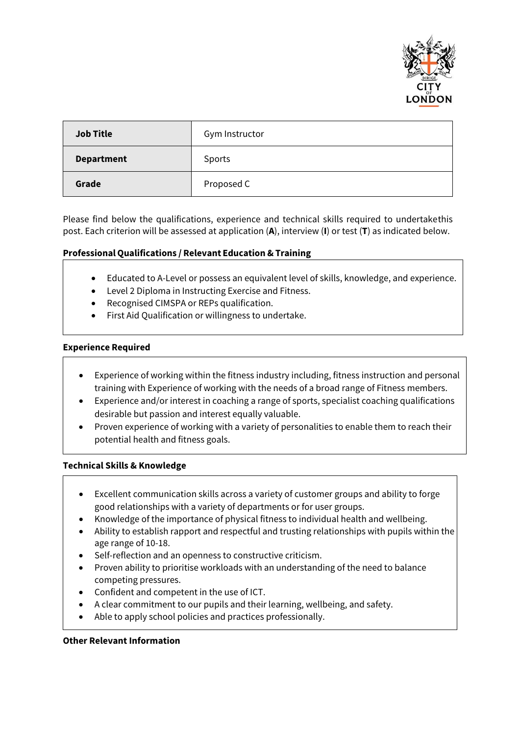| Job Title | Gym Instructor |
|---|---|
| Department | Sports |
| Grade | Proposed C |

Please find below the qualifications, experience and technical skills required to undertakethis post. Each criterion will be assessed at application (**A**), interview (**I**) or test (**T**) as indicated below.

**Professional Qualifications / Relevant Education & Training**

- Educated to A-Level or possess an equivalent level of skills, knowledge, and experience.
- Level 2 Diploma in Instructing Exercise and Fitness.
- Recognised CIMSPA or REPs qualification.
- First Aid Qualification or willingness to undertake.

**Experience Required**

- Experience of working within the fitness industry including, fitness instruction and personal training with Experience of working with the needs of a broad range of Fitness members.
- Experience and/or interest in coaching a range of sports, specialist coaching qualifications desirable but passion and interest equally valuable.
- Proven experience of working with a variety of personalities to enable them to reach their potential health and fitness goals.

**Technical Skills & Knowledge**

- Excellent communication skills across a variety of customer groups and ability to forge good relationships with a variety of departments or for user groups.
- Knowledge of the importance of physical fitness to individual health and wellbeing.
- Ability to establish rapport and respectful and trusting relationships with pupils within the age range of 10-18.
- Self-reflection and an openness to constructive criticism.
- Proven ability to prioritise workloads with an understanding of the need to balance competing pressures.
- Confident and competent in the use of ICT.
- A clear commitment to our pupils and their learning, wellbeing, and safety.
- Able to apply school policies and practices professionally.

**Other Relevant Information**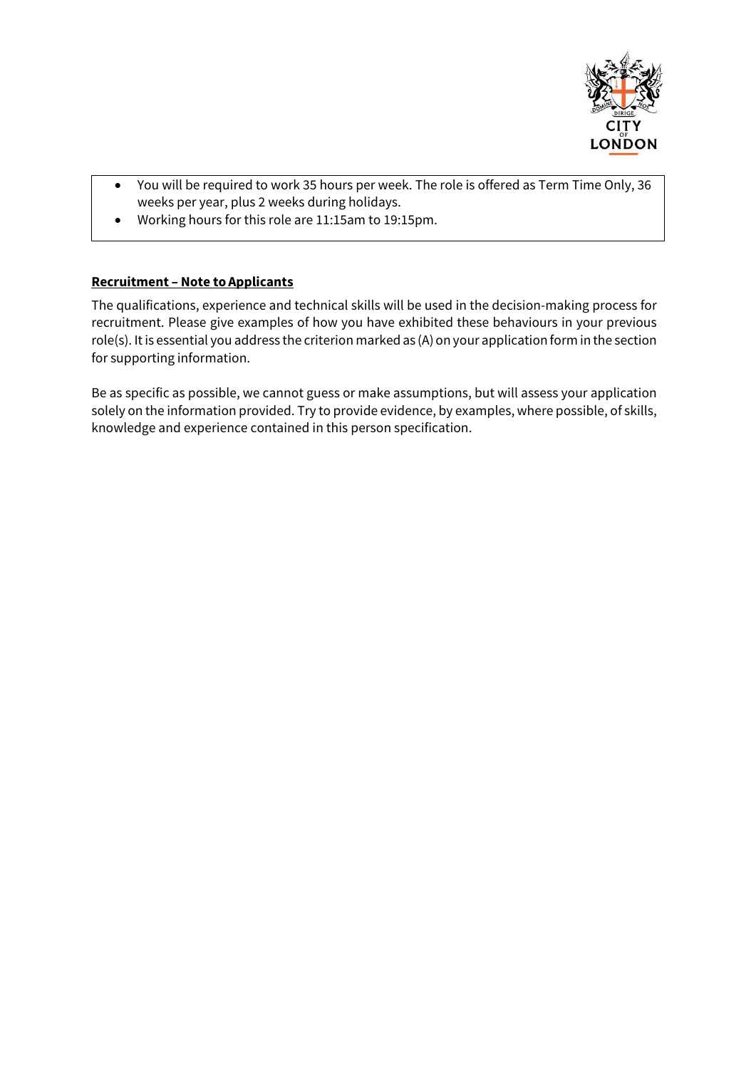- You will be required to work 35 hours per week. The role is offered as Term Time Only, 36 weeks per year, plus 2 weeks during holidays.
- Working hours for this role are 11:15am to 19:15pm.

**Recruitment – Note to Applicants**

The qualifications, experience and technical skills will be used in the decision-making process for recruitment. Please give examples of how you have exhibited these behaviours in your previous role(s). It is essential you address the criterion marked as (A) on your application form in the section for supporting information.

Be as specific as possible, we cannot guess or make assumptions, but will assess your application solely on the information provided. Try to provide evidence, by examples, where possible, of skills, knowledge and experience contained in this person specification.